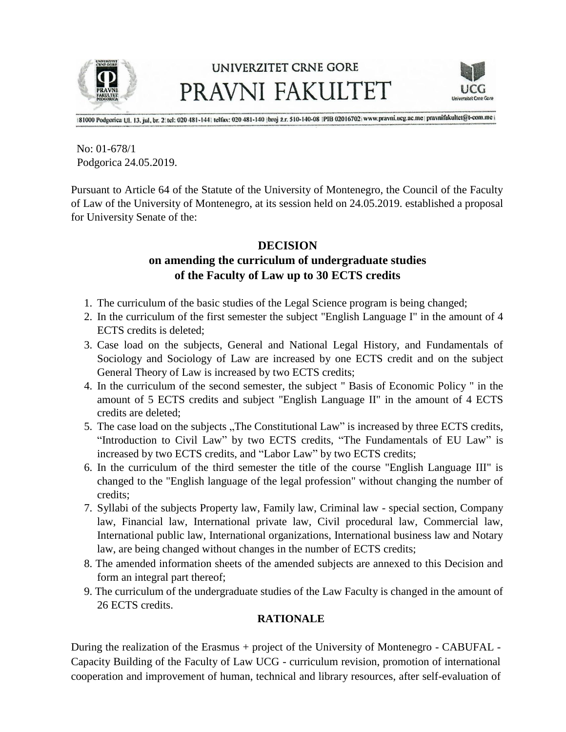UNIVERZITET CRNE GORE
PRAVNI FAKULTET

|81000 Podgorica Ul. 13. jul, br. 2| tel: 020 481-144| telfax: 020 481-140 |broj ž.r. 510-140-08 |PIB 02016702| www.pravni.ucg.ac.me| pravnifakultet@t-com.me|

No: 01-678/1
Podgorica 24.05.2019.

Pursuant to Article 64 of the Statute of the University of Montenegro, the Council of the Faculty of Law of the University of Montenegro, at its session held on 24.05.2019. established a proposal for University Senate of the:

## DECISION
## on amending the curriculum of undergraduate studies of the Faculty of Law up to 30 ECTS credits

1. The curriculum of the basic studies of the Legal Science program is being changed;
2. In the curriculum of the first semester the subject "English Language I" in the amount of 4 ECTS credits is deleted;
3. Case load on the subjects, General and National Legal History, and Fundamentals of Sociology and Sociology of Law are increased by one ECTS credit and on the subject General Theory of Law is increased by two ECTS credits;
4. In the curriculum of the second semester, the subject " Basis of Economic Policy " in the amount of 5 ECTS credits and subject "English Language II" in the amount of 4 ECTS credits are deleted;
5. The case load on the subjects „The Constitutional Law" is increased by three ECTS credits, "Introduction to Civil Law" by two ECTS credits, "The Fundamentals of EU Law" is increased by two ECTS credits, and "Labor Law" by two ECTS credits;
6. In the curriculum of the third semester the title of the course "English Language III" is changed to the "English language of the legal profession" without changing the number of credits;
7. Syllabi of the subjects Property law, Family law, Criminal law - special section, Company law, Financial law, International private law, Civil procedural law, Commercial law, International public law, International organizations, International business law and Notary law, are being changed without changes in the number of ECTS credits;
8. The amended information sheets of the amended subjects are annexed to this Decision and form an integral part thereof;
9. The curriculum of the undergraduate studies of the Law Faculty is changed in the amount of 26 ECTS credits.

### RATIONALE

During the realization of the Erasmus + project of the University of Montenegro - CABUFAL - Capacity Building of the Faculty of Law UCG - curriculum revision, promotion of international cooperation and improvement of human, technical and library resources, after self-evaluation of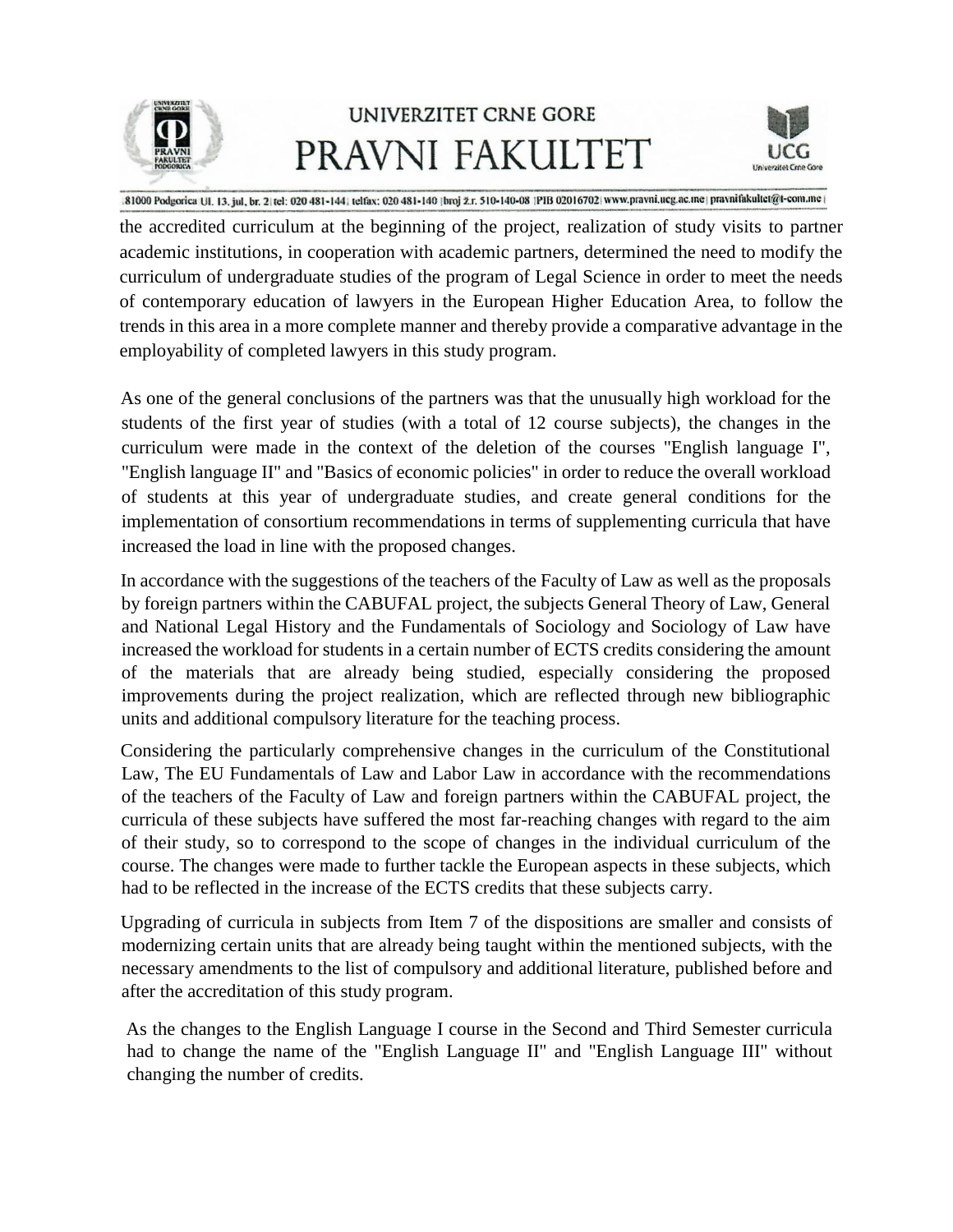the accredited curriculum at the beginning of the project, realization of study visits to partner academic institutions, in cooperation with academic partners, determined the need to modify the curriculum of undergraduate studies of the program of Legal Science in order to meet the needs of contemporary education of lawyers in the European Higher Education Area, to follow the trends in this area in a more complete manner and thereby provide a comparative advantage in the employability of completed lawyers in this study program.

As one of the general conclusions of the partners was that the unusually high workload for the students of the first year of studies (with a total of 12 course subjects), the changes in the curriculum were made in the context of the deletion of the courses "English language I", "English language II" and "Basics of economic policies" in order to reduce the overall workload of students at this year of undergraduate studies, and create general conditions for the implementation of consortium recommendations in terms of supplementing curricula that have increased the load in line with the proposed changes.

In accordance with the suggestions of the teachers of the Faculty of Law as well as the proposals by foreign partners within the CABUFAL project, the subjects General Theory of Law, General and National Legal History and the Fundamentals of Sociology and Sociology of Law have increased the workload for students in a certain number of ECTS credits considering the amount of the materials that are already being studied, especially considering the proposed improvements during the project realization, which are reflected through new bibliographic units and additional compulsory literature for the teaching process.

Considering the particularly comprehensive changes in the curriculum of the Constitutional Law, The EU Fundamentals of Law and Labor Law in accordance with the recommendations of the teachers of the Faculty of Law and foreign partners within the CABUFAL project, the curricula of these subjects have suffered the most far-reaching changes with regard to the aim of their study, so to correspond to the scope of changes in the individual curriculum of the course. The changes were made to further tackle the European aspects in these subjects, which had to be reflected in the increase of the ECTS credits that these subjects carry.

Upgrading of curricula in subjects from Item 7 of the dispositions are smaller and consists of modernizing certain units that are already being taught within the mentioned subjects, with the necessary amendments to the list of compulsory and additional literature, published before and after the accreditation of this study program.

As the changes to the English Language I course in the Second and Third Semester curricula had to change the name of the "English Language II" and "English Language III" without changing the number of credits.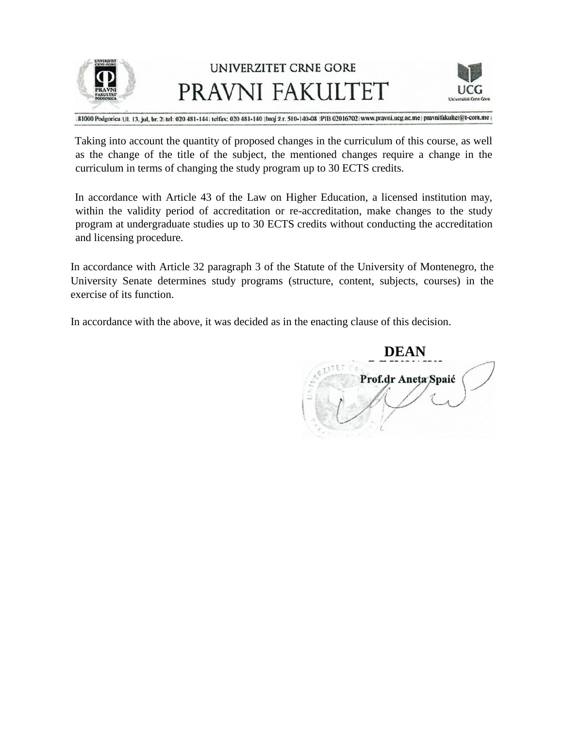Taking into account the quantity of proposed changes in the curriculum of this course, as well as the change of the title of the subject, the mentioned changes require a change in the curriculum in terms of changing the study program up to 30 ECTS credits.

In accordance with Article 43 of the Law on Higher Education, a licensed institution may, within the validity period of accreditation or re-accreditation, make changes to the study program at undergraduate studies up to 30 ECTS credits without conducting the accreditation and licensing procedure.

In accordance with Article 32 paragraph 3 of the Statute of the University of Montenegro, the University Senate determines study programs (structure, content, subjects, courses) in the exercise of its function.

In accordance with the above, it was decided as in the enacting clause of this decision.

**DEAN**

**Prof.dr Aneta Spaić**